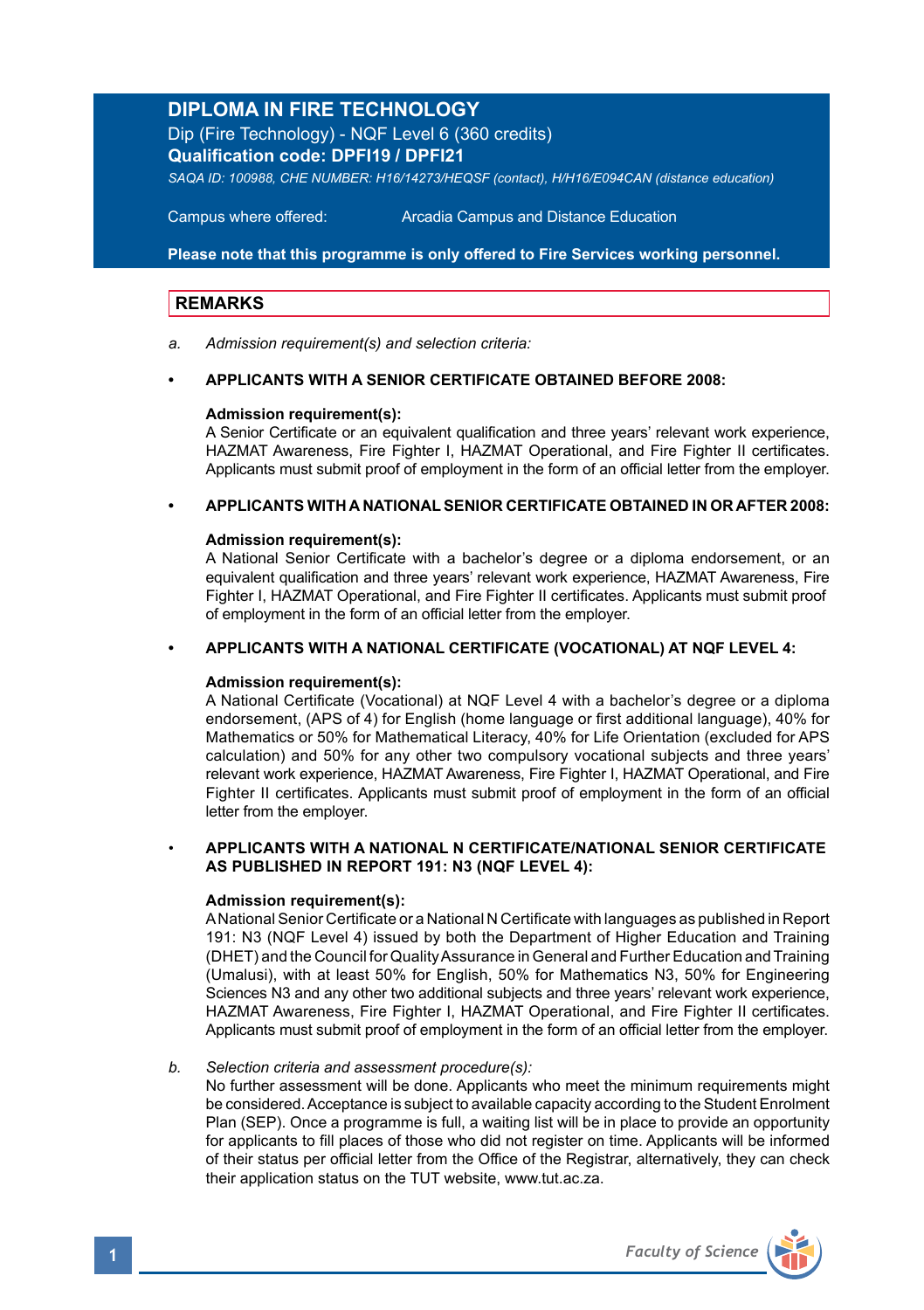# DIPLOMA IN FIRE TECHNOLOGY

Dip (Fire Technology) - NQF Level 6 (360 credits)

**Qualification code: DPFI19 / DPFI21**

*SAQA ID: 100988, CHE NUMBER: H16/14273/HEQSF (contact), H/H16/E094CAN (distance education)*

Campus where offered: Arcadia Campus and Distance Education

**Please note that this programme is only offered to Fire Services working personnel.**

## REMARKS

a. *Admission requirement(s) and selection criteria:*

- **APPLICANTS WITH A SENIOR CERTIFICATE OBTAINED BEFORE 2008:**

  **Admission requirement(s):**
  A Senior Certificate or an equivalent qualification and three years' relevant work experience, HAZMAT Awareness, Fire Fighter I, HAZMAT Operational, and Fire Fighter II certificates. Applicants must submit proof of employment in the form of an official letter from the employer.

- **APPLICANTS WITH A NATIONAL SENIOR CERTIFICATE OBTAINED IN OR AFTER 2008:**

  **Admission requirement(s):**
  A National Senior Certificate with a bachelor's degree or a diploma endorsement, or an equivalent qualification and three years' relevant work experience, HAZMAT Awareness, Fire Fighter I, HAZMAT Operational, and Fire Fighter II certificates. Applicants must submit proof of employment in the form of an official letter from the employer.

- **APPLICANTS WITH A NATIONAL CERTIFICATE (VOCATIONAL) AT NQF LEVEL 4:**

  **Admission requirement(s):**
  A National Certificate (Vocational) at NQF Level 4 with a bachelor's degree or a diploma endorsement, (APS of 4) for English (home language or first additional language), 40% for Mathematics or 50% for Mathematical Literacy, 40% for Life Orientation (excluded for APS calculation) and 50% for any other two compulsory vocational subjects and three years' relevant work experience, HAZMAT Awareness, Fire Fighter I, HAZMAT Operational, and Fire Fighter II certificates. Applicants must submit proof of employment in the form of an official letter from the employer.

- **APPLICANTS WITH A NATIONAL N CERTIFICATE/NATIONAL SENIOR CERTIFICATE AS PUBLISHED IN REPORT 191: N3 (NQF LEVEL 4):**

  **Admission requirement(s):**
  A National Senior Certificate or a National N Certificate with languages as published in Report 191: N3 (NQF Level 4) issued by both the Department of Higher Education and Training (DHET) and the Council for Quality Assurance in General and Further Education and Training (Umalusi), with at least 50% for English, 50% for Mathematics N3, 50% for Engineering Sciences N3 and any other two additional subjects and three years' relevant work experience, HAZMAT Awareness, Fire Fighter I, HAZMAT Operational, and Fire Fighter II certificates. Applicants must submit proof of employment in the form of an official letter from the employer.

b. *Selection criteria and assessment procedure(s):*
No further assessment will be done. Applicants who meet the minimum requirements might be considered. Acceptance is subject to available capacity according to the Student Enrolment Plan (SEP). Once a programme is full, a waiting list will be in place to provide an opportunity for applicants to fill places of those who did not register on time. Applicants will be informed of their status per official letter from the Office of the Registrar, alternatively, they can check their application status on the TUT website, www.tut.ac.za.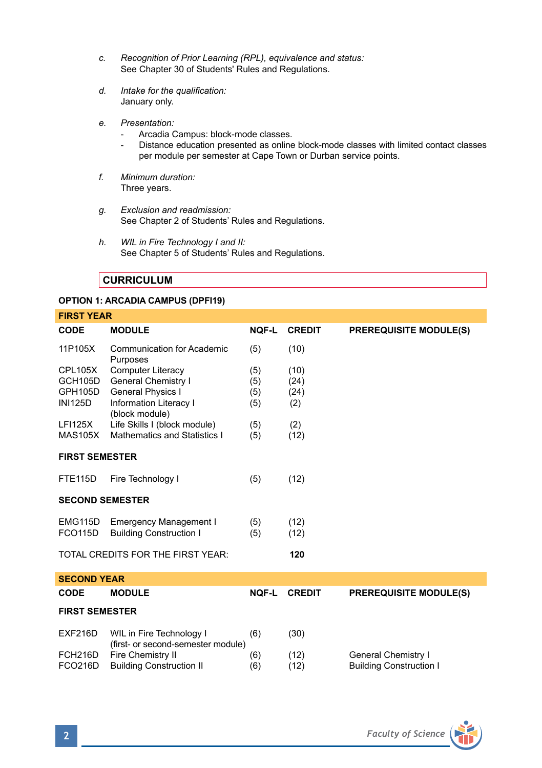c. *Recognition of Prior Learning (RPL), equivalence and status:*
   See Chapter 30 of Students' Rules and Regulations.

d. *Intake for the qualification:*
   January only.

e. *Presentation:*
   - Arcadia Campus: block-mode classes.
   - Distance education presented as online block-mode classes with limited contact classes per module per semester at Cape Town or Durban service points.

f. *Minimum duration:*
   Three years.

g. *Exclusion and readmission:*
   See Chapter 2 of Students' Rules and Regulations.

h. *WIL in Fire Technology I and II:*
   See Chapter 5 of Students' Rules and Regulations.

## CURRICULUM

### OPTION 1: ARCADIA CAMPUS (DPFI19)

**FIRST YEAR**

| CODE | MODULE | NQF-L | CREDIT | PREREQUISITE MODULE(S) |
|---|---|---|---|---|
| 11P105X | Communication for Academic Purposes | (5) | (10) | |
| CPL105X | Computer Literacy | (5) | (10) | |
| GCH105D | General Chemistry I | (5) | (24) | |
| GPH105D | General Physics I | (5) | (24) | |
| INI125D | Information Literacy I (block module) | (5) | (2) | |
| LFI125X | Life Skills I (block module) | (5) | (2) | |
| MAS105X | Mathematics and Statistics I | (5) | (12) | |
| **FIRST SEMESTER** | | | | |
| FTE115D | Fire Technology I | (5) | (12) | |
| **SECOND SEMESTER** | | | | |
| EMG115D | Emergency Management I | (5) | (12) | |
| FCO115D | Building Construction I | (5) | (12) | |
| TOTAL CREDITS FOR THE FIRST YEAR: | | | **120** | |

**SECOND YEAR**

| CODE | MODULE | NQF-L | CREDIT | PREREQUISITE MODULE(S) |
|---|---|---|---|---|
| **FIRST SEMESTER** | | | | |
| EXF216D | WIL in Fire Technology I (first- or second-semester module) | (6) | (30) | |
| FCH216D | Fire Chemistry II | (6) | (12) | General Chemistry I |
| FCO216D | Building Construction II | (6) | (12) | Building Construction I |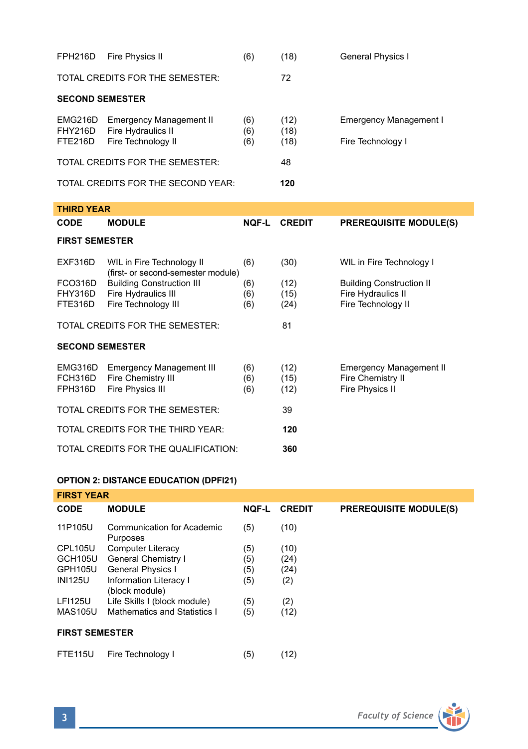| CODE | MODULE | NQF-L | CREDIT | PREREQUISITE MODULE(S) |
|---|---|---|---|---|
| FPH216D | Fire Physics II | (6) | (18) | General Physics I |
| | TOTAL CREDITS FOR THE SEMESTER: | | 72 | |
| | **SECOND SEMESTER** | | | |
| EMG216D | Emergency Management II | (6) | (12) | Emergency Management I |
| FHY216D | Fire Hydraulics II | (6) | (18) | |
| FTE216D | Fire Technology II | (6) | (18) | Fire Technology I |
| | TOTAL CREDITS FOR THE SEMESTER: | | 48 | |
| | TOTAL CREDITS FOR THE SECOND YEAR: | | **120** | |

## THIRD YEAR

| CODE | MODULE | NQF-L | CREDIT | PREREQUISITE MODULE(S) |
|---|---|---|---|---|
| | **FIRST SEMESTER** | | | |
| EXF316D | WIL in Fire Technology II (first- or second-semester module) | (6) | (30) | WIL in Fire Technology I |
| FCO316D | Building Construction III | (6) | (12) | Building Construction II |
| FHY316D | Fire Hydraulics III | (6) | (15) | Fire Hydraulics II |
| FTE316D | Fire Technology III | (6) | (24) | Fire Technology II |
| | TOTAL CREDITS FOR THE SEMESTER: | | 81 | |
| | **SECOND SEMESTER** | | | |
| EMG316D | Emergency Management III | (6) | (12) | Emergency Management II |
| FCH316D | Fire Chemistry III | (6) | (15) | Fire Chemistry II |
| FPH316D | Fire Physics III | (6) | (12) | Fire Physics II |
| | TOTAL CREDITS FOR THE SEMESTER: | | 39 | |
| | TOTAL CREDITS FOR THE THIRD YEAR: | | **120** | |
| | TOTAL CREDITS FOR THE QUALIFICATION: | | **360** | |

### OPTION 2: DISTANCE EDUCATION (DPFI21)

## FIRST YEAR

| CODE | MODULE | NQF-L | CREDIT | PREREQUISITE MODULE(S) |
|---|---|---|---|---|
| 11P105U | Communication for Academic Purposes | (5) | (10) | |
| CPL105U | Computer Literacy | (5) | (10) | |
| GCH105U | General Chemistry I | (5) | (24) | |
| GPH105U | General Physics I | (5) | (24) | |
| INI125U | Information Literacy I (block module) | (5) | (2) | |
| LFI125U | Life Skills I (block module) | (5) | (2) | |
| MAS105U | Mathematics and Statistics I | (5) | (12) | |
| | **FIRST SEMESTER** | | | |
| FTE115U | Fire Technology I | (5) | (12) | |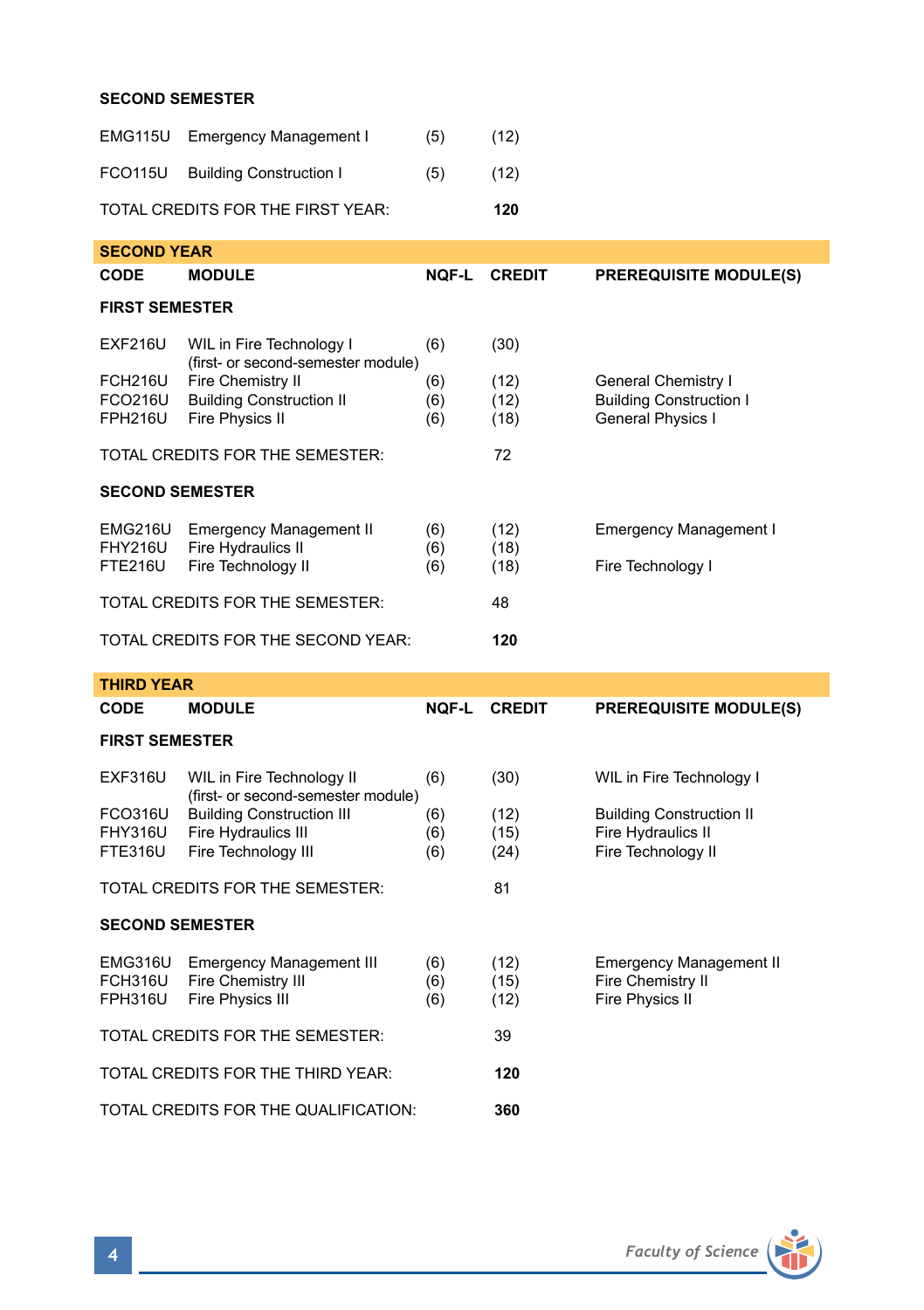**SECOND SEMESTER**

| | | | |
|---|---|---|---|
| EMG115U | Emergency Management I | (5) | (12) |
| FCO115U | Building Construction I | (5) | (12) |
| TOTAL CREDITS FOR THE FIRST YEAR: | | | **120** |

## SECOND YEAR

| CODE | MODULE | NQF-L | CREDIT | PREREQUISITE MODULE(S) |
|---|---|---|---|---|
| **FIRST SEMESTER** | | | | |
| EXF216U | WIL in Fire Technology I (first- or second-semester module) | (6) | (30) | |
| FCH216U | Fire Chemistry II | (6) | (12) | General Chemistry I |
| FCO216U | Building Construction II | (6) | (12) | Building Construction I |
| FPH216U | Fire Physics II | (6) | (18) | General Physics I |
| TOTAL CREDITS FOR THE SEMESTER: | | | 72 | |
| **SECOND SEMESTER** | | | | |
| EMG216U | Emergency Management II | (6) | (12) | Emergency Management I |
| FHY216U | Fire Hydraulics II | (6) | (18) | |
| FTE216U | Fire Technology II | (6) | (18) | Fire Technology I |
| TOTAL CREDITS FOR THE SEMESTER: | | | 48 | |
| TOTAL CREDITS FOR THE SECOND YEAR: | | | **120** | |

## THIRD YEAR

| CODE | MODULE | NQF-L | CREDIT | PREREQUISITE MODULE(S) |
|---|---|---|---|---|
| **FIRST SEMESTER** | | | | |
| EXF316U | WIL in Fire Technology II (first- or second-semester module) | (6) | (30) | WIL in Fire Technology I |
| FCO316U | Building Construction III | (6) | (12) | Building Construction II |
| FHY316U | Fire Hydraulics III | (6) | (15) | Fire Hydraulics II |
| FTE316U | Fire Technology III | (6) | (24) | Fire Technology II |
| TOTAL CREDITS FOR THE SEMESTER: | | | 81 | |
| **SECOND SEMESTER** | | | | |
| EMG316U | Emergency Management III | (6) | (12) | Emergency Management II |
| FCH316U | Fire Chemistry III | (6) | (15) | Fire Chemistry II |
| FPH316U | Fire Physics III | (6) | (12) | Fire Physics II |
| TOTAL CREDITS FOR THE SEMESTER: | | | 39 | |
| TOTAL CREDITS FOR THE THIRD YEAR: | | | **120** | |
| TOTAL CREDITS FOR THE QUALIFICATION: | | | **360** | |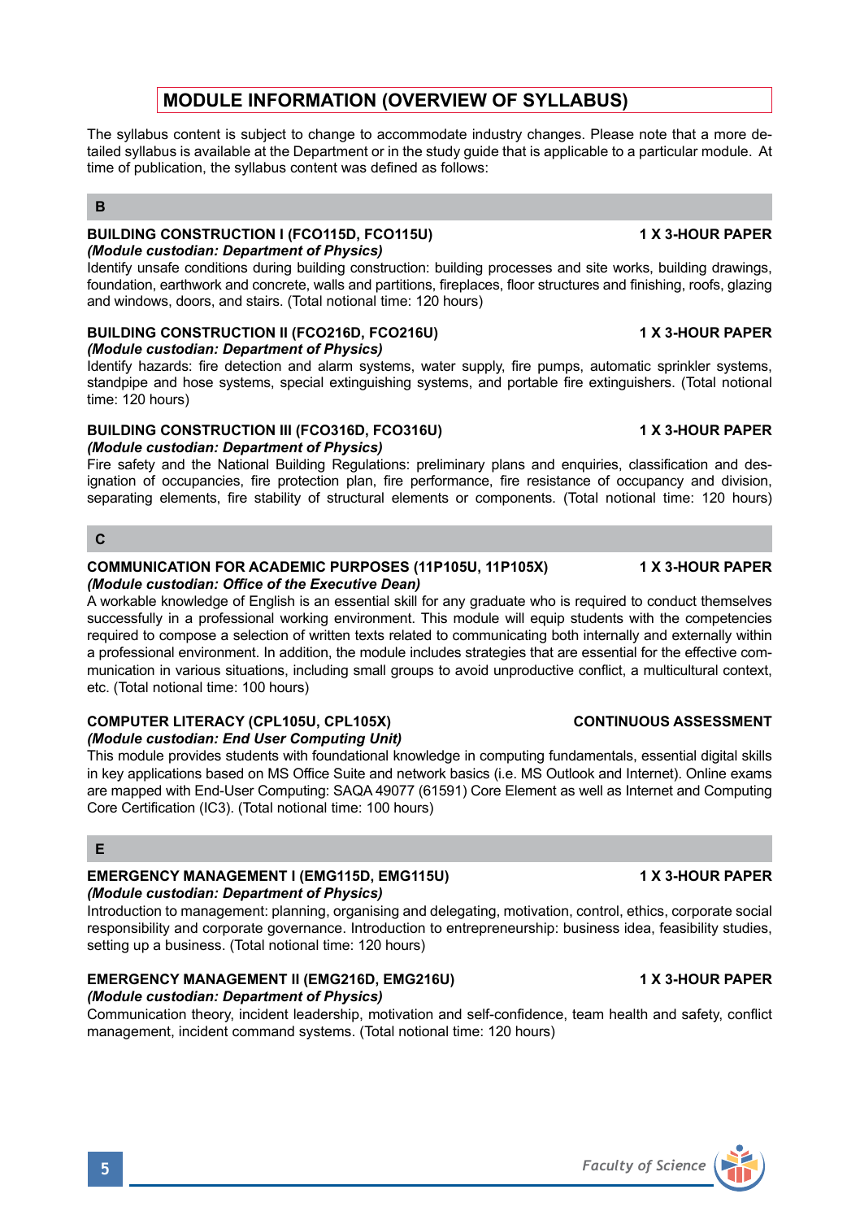# MODULE INFORMATION (OVERVIEW OF SYLLABUS)

The syllabus content is subject to change to accommodate industry changes. Please note that a more detailed syllabus is available at the Department or in the study guide that is applicable to a particular module. At time of publication, the syllabus content was defined as follows:

## B

**BUILDING CONSTRUCTION I (FCO115D, FCO115U)** **1 X 3-HOUR PAPER**
***(Module custodian: Department of Physics)***
Identify unsafe conditions during building construction: building processes and site works, building drawings, foundation, earthwork and concrete, walls and partitions, fireplaces, floor structures and finishing, roofs, glazing and windows, doors, and stairs. (Total notional time: 120 hours)

**BUILDING CONSTRUCTION II (FCO216D, FCO216U)** **1 X 3-HOUR PAPER**
***(Module custodian: Department of Physics)***
Identify hazards: fire detection and alarm systems, water supply, fire pumps, automatic sprinkler systems, standpipe and hose systems, special extinguishing systems, and portable fire extinguishers. (Total notional time: 120 hours)

**BUILDING CONSTRUCTION III (FCO316D, FCO316U)** **1 X 3-HOUR PAPER**
***(Module custodian: Department of Physics)***
Fire safety and the National Building Regulations: preliminary plans and enquiries, classification and designation of occupancies, fire protection plan, fire performance, fire resistance of occupancy and division, separating elements, fire stability of structural elements or components. (Total notional time: 120 hours)

## C

**COMMUNICATION FOR ACADEMIC PURPOSES (11P105U, 11P105X)** **1 X 3-HOUR PAPER**
***(Module custodian: Office of the Executive Dean)***
A workable knowledge of English is an essential skill for any graduate who is required to conduct themselves successfully in a professional working environment. This module will equip students with the competencies required to compose a selection of written texts related to communicating both internally and externally within a professional environment. In addition, the module includes strategies that are essential for the effective communication in various situations, including small groups to avoid unproductive conflict, a multicultural context, etc. (Total notional time: 100 hours)

**COMPUTER LITERACY (CPL105U, CPL105X)** **CONTINUOUS ASSESSMENT**
***(Module custodian: End User Computing Unit)***
This module provides students with foundational knowledge in computing fundamentals, essential digital skills in key applications based on MS Office Suite and network basics (i.e. MS Outlook and Internet). Online exams are mapped with End-User Computing: SAQA 49077 (61591) Core Element as well as Internet and Computing Core Certification (IC3). (Total notional time: 100 hours)

## E

**EMERGENCY MANAGEMENT I (EMG115D, EMG115U)** **1 X 3-HOUR PAPER**
***(Module custodian: Department of Physics)***
Introduction to management: planning, organising and delegating, motivation, control, ethics, corporate social responsibility and corporate governance. Introduction to entrepreneurship: business idea, feasibility studies, setting up a business. (Total notional time: 120 hours)

**EMERGENCY MANAGEMENT II (EMG216D, EMG216U)** **1 X 3-HOUR PAPER**
***(Module custodian: Department of Physics)***
Communication theory, incident leadership, motivation and self-confidence, team health and safety, conflict management, incident command systems. (Total notional time: 120 hours)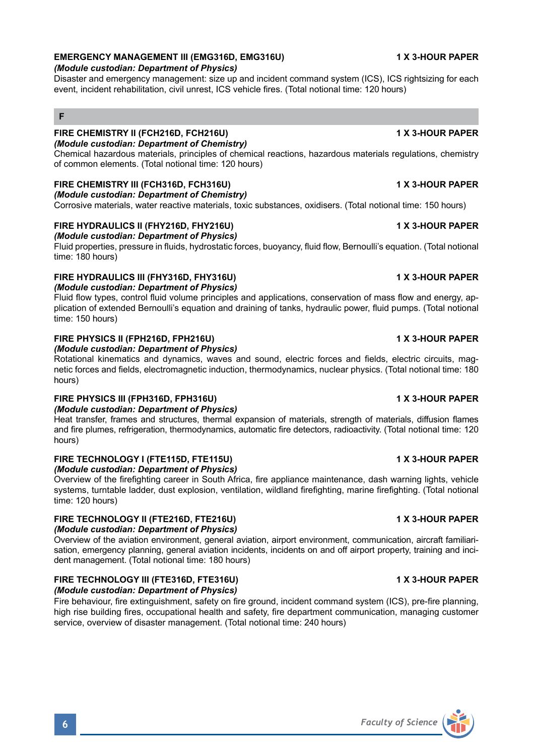**EMERGENCY MANAGEMENT III (EMG316D, EMG316U)** **1 X 3-HOUR PAPER**
*(Module custodian: Department of Physics)*
Disaster and emergency management: size up and incident command system (ICS), ICS rightsizing for each event, incident rehabilitation, civil unrest, ICS vehicle fires. (Total notional time: 120 hours)

## F

**FIRE CHEMISTRY II (FCH216D, FCH216U)** **1 X 3-HOUR PAPER**
*(Module custodian: Department of Chemistry)*
Chemical hazardous materials, principles of chemical reactions, hazardous materials regulations, chemistry of common elements. (Total notional time: 120 hours)

**FIRE CHEMISTRY III (FCH316D, FCH316U)** **1 X 3-HOUR PAPER**
*(Module custodian: Department of Chemistry)*
Corrosive materials, water reactive materials, toxic substances, oxidisers. (Total notional time: 150 hours)

**FIRE HYDRAULICS II (FHY216D, FHY216U)** **1 X 3-HOUR PAPER**
*(Module custodian: Department of Physics)*
Fluid properties, pressure in fluids, hydrostatic forces, buoyancy, fluid flow, Bernoulli's equation. (Total notional time: 180 hours)

**FIRE HYDRAULICS III (FHY316D, FHY316U)** **1 X 3-HOUR PAPER**
*(Module custodian: Department of Physics)*
Fluid flow types, control fluid volume principles and applications, conservation of mass flow and energy, application of extended Bernoulli's equation and draining of tanks, hydraulic power, fluid pumps. (Total notional time: 150 hours)

**FIRE PHYSICS II (FPH216D, FPH216U)** **1 X 3-HOUR PAPER**
*(Module custodian: Department of Physics)*
Rotational kinematics and dynamics, waves and sound, electric forces and fields, electric circuits, magnetic forces and fields, electromagnetic induction, thermodynamics, nuclear physics. (Total notional time: 180 hours)

**FIRE PHYSICS III (FPH316D, FPH316U)** **1 X 3-HOUR PAPER**
*(Module custodian: Department of Physics)*
Heat transfer, frames and structures, thermal expansion of materials, strength of materials, diffusion flames and fire plumes, refrigeration, thermodynamics, automatic fire detectors, radioactivity. (Total notional time: 120 hours)

**FIRE TECHNOLOGY I (FTE115D, FTE115U)** **1 X 3-HOUR PAPER**
*(Module custodian: Department of Physics)*
Overview of the firefighting career in South Africa, fire appliance maintenance, dash warning lights, vehicle systems, turntable ladder, dust explosion, ventilation, wildland firefighting, marine firefighting. (Total notional time: 120 hours)

**FIRE TECHNOLOGY II (FTE216D, FTE216U)** **1 X 3-HOUR PAPER**
*(Module custodian: Department of Physics)*
Overview of the aviation environment, general aviation, airport environment, communication, aircraft familiarisation, emergency planning, general aviation incidents, incidents on and off airport property, training and incident management. (Total notional time: 180 hours)

**FIRE TECHNOLOGY III (FTE316D, FTE316U)** **1 X 3-HOUR PAPER**
*(Module custodian: Department of Physics)*
Fire behaviour, fire extinguishment, safety on fire ground, incident command system (ICS), pre-fire planning, high rise building fires, occupational health and safety, fire department communication, managing customer service, overview of disaster management. (Total notional time: 240 hours)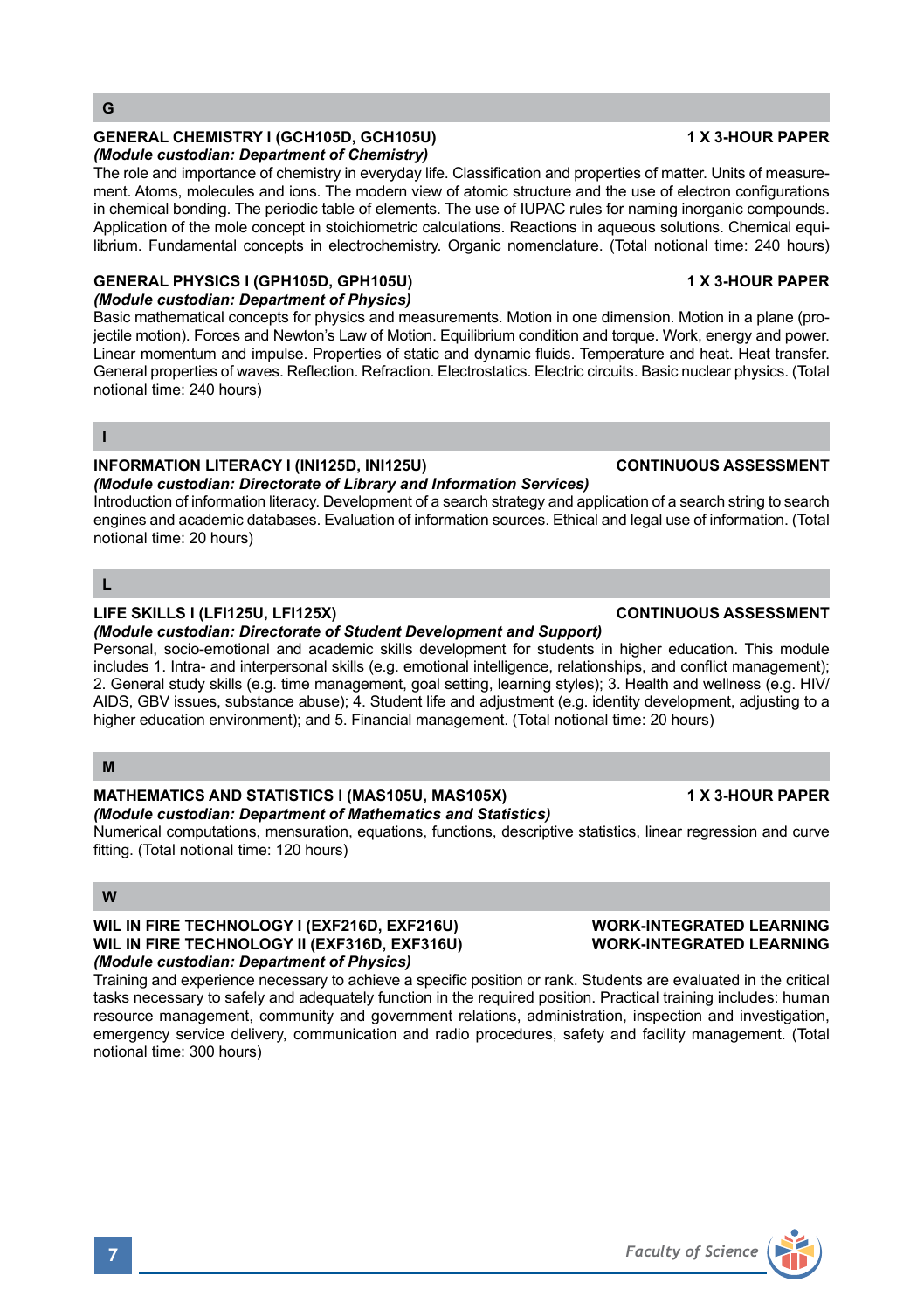## G

**GENERAL CHEMISTRY I (GCH105D, GCH105U)** **1 X 3-HOUR PAPER**
***(Module custodian: Department of Chemistry)***
The role and importance of chemistry in everyday life. Classification and properties of matter. Units of measurement. Atoms, molecules and ions. The modern view of atomic structure and the use of electron configurations in chemical bonding. The periodic table of elements. The use of IUPAC rules for naming inorganic compounds. Application of the mole concept in stoichiometric calculations. Reactions in aqueous solutions. Chemical equilibrium. Fundamental concepts in electrochemistry. Organic nomenclature. (Total notional time: 240 hours)

**GENERAL PHYSICS I (GPH105D, GPH105U)** **1 X 3-HOUR PAPER**
***(Module custodian: Department of Physics)***
Basic mathematical concepts for physics and measurements. Motion in one dimension. Motion in a plane (projectile motion). Forces and Newton's Law of Motion. Equilibrium condition and torque. Work, energy and power. Linear momentum and impulse. Properties of static and dynamic fluids. Temperature and heat. Heat transfer. General properties of waves. Reflection. Refraction. Electrostatics. Electric circuits. Basic nuclear physics. (Total notional time: 240 hours)

## I

**INFORMATION LITERACY I (INI125D, INI125U)** **CONTINUOUS ASSESSMENT**
***(Module custodian: Directorate of Library and Information Services)***
Introduction of information literacy. Development of a search strategy and application of a search string to search engines and academic databases. Evaluation of information sources. Ethical and legal use of information. (Total notional time: 20 hours)

## L

**LIFE SKILLS I (LFI125U, LFI125X)** **CONTINUOUS ASSESSMENT**
***(Module custodian: Directorate of Student Development and Support)***
Personal, socio-emotional and academic skills development for students in higher education. This module includes 1. Intra- and interpersonal skills (e.g. emotional intelligence, relationships, and conflict management); 2. General study skills (e.g. time management, goal setting, learning styles); 3. Health and wellness (e.g. HIV/AIDS, GBV issues, substance abuse); 4. Student life and adjustment (e.g. identity development, adjusting to a higher education environment); and 5. Financial management. (Total notional time: 20 hours)

## M

**MATHEMATICS AND STATISTICS I (MAS105U, MAS105X)** **1 X 3-HOUR PAPER**
***(Module custodian: Department of Mathematics and Statistics)***
Numerical computations, mensuration, equations, functions, descriptive statistics, linear regression and curve fitting. (Total notional time: 120 hours)

## W

**WIL IN FIRE TECHNOLOGY I (EXF216D, EXF216U)** **WORK-INTEGRATED LEARNING**
**WIL IN FIRE TECHNOLOGY II (EXF316D, EXF316U)** **WORK-INTEGRATED LEARNING**
***(Module custodian: Department of Physics)***
Training and experience necessary to achieve a specific position or rank. Students are evaluated in the critical tasks necessary to safely and adequately function in the required position. Practical training includes: human resource management, community and government relations, administration, inspection and investigation, emergency service delivery, communication and radio procedures, safety and facility management. (Total notional time: 300 hours)